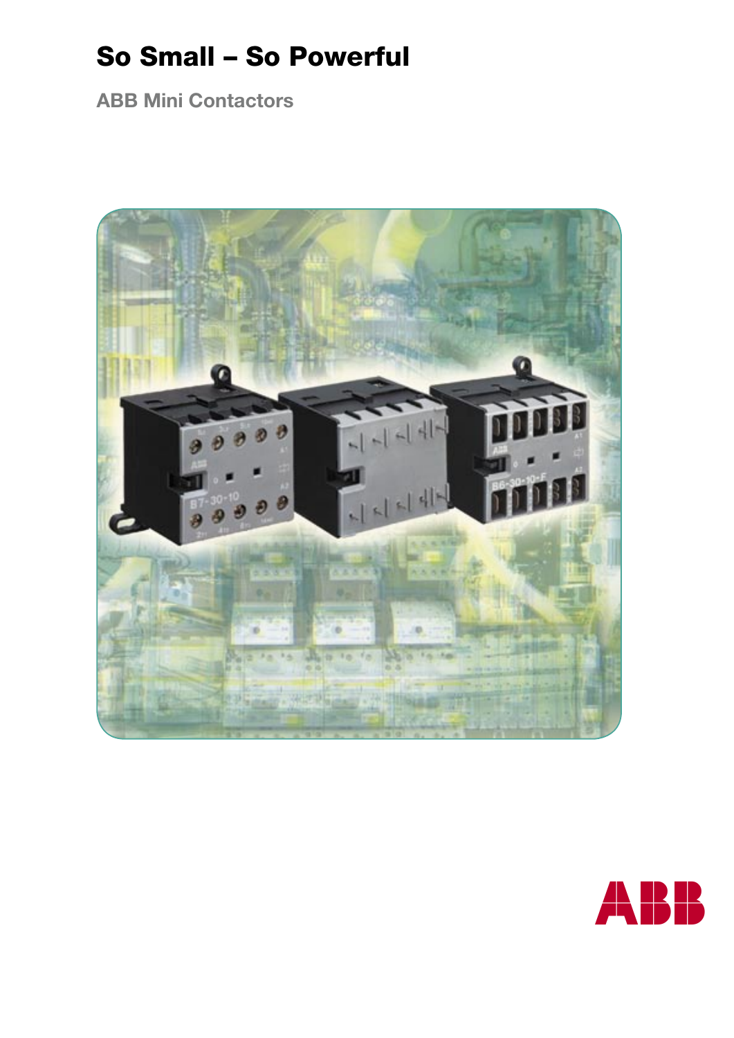# So Small – So Powerful

## ABB Mini Contactors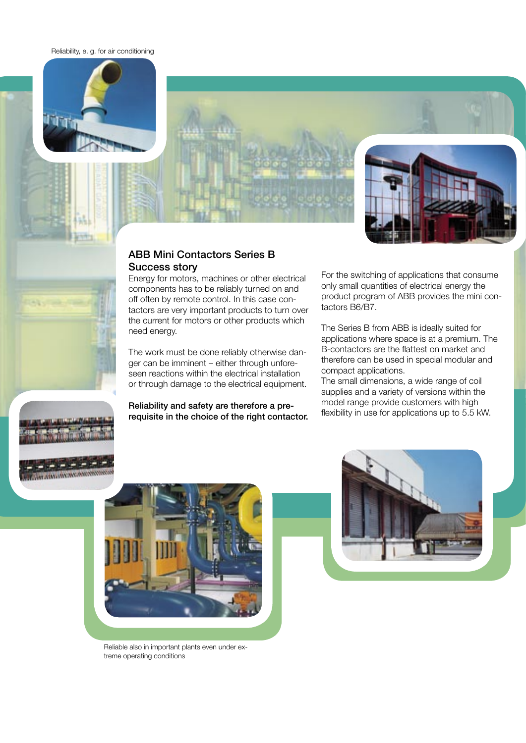Reliability, e. g. for air conditioning

## ABB Mini Contactors Series B Success story

Energy for motors, machines or other electrical components has to be reliably turned on and off often by remote control. In this case contactors are very important products to turn over the current for motors or other products which need energy.

The work must be done reliably otherwise danger can be imminent – either through unforeseen reactions within the electrical installation or through damage to the electrical equipment.

**Reliability and safety are therefore a prerequisite in the choice of the right contactor.**

For the switching of applications that consume only small quantities of electrical energy the product program of ABB provides the mini contactors B6/B7.

The Series B from ABB is ideally suited for applications where space is at a premium. The B-contactors are the flattest on market and therefore can be used in special modular and compact applications.
The small dimensions, a wide range of coil supplies and a variety of versions within the model range provide customers with high flexibility in use for applications up to 5.5 kW.

Reliable also in important plants even under extreme operating conditions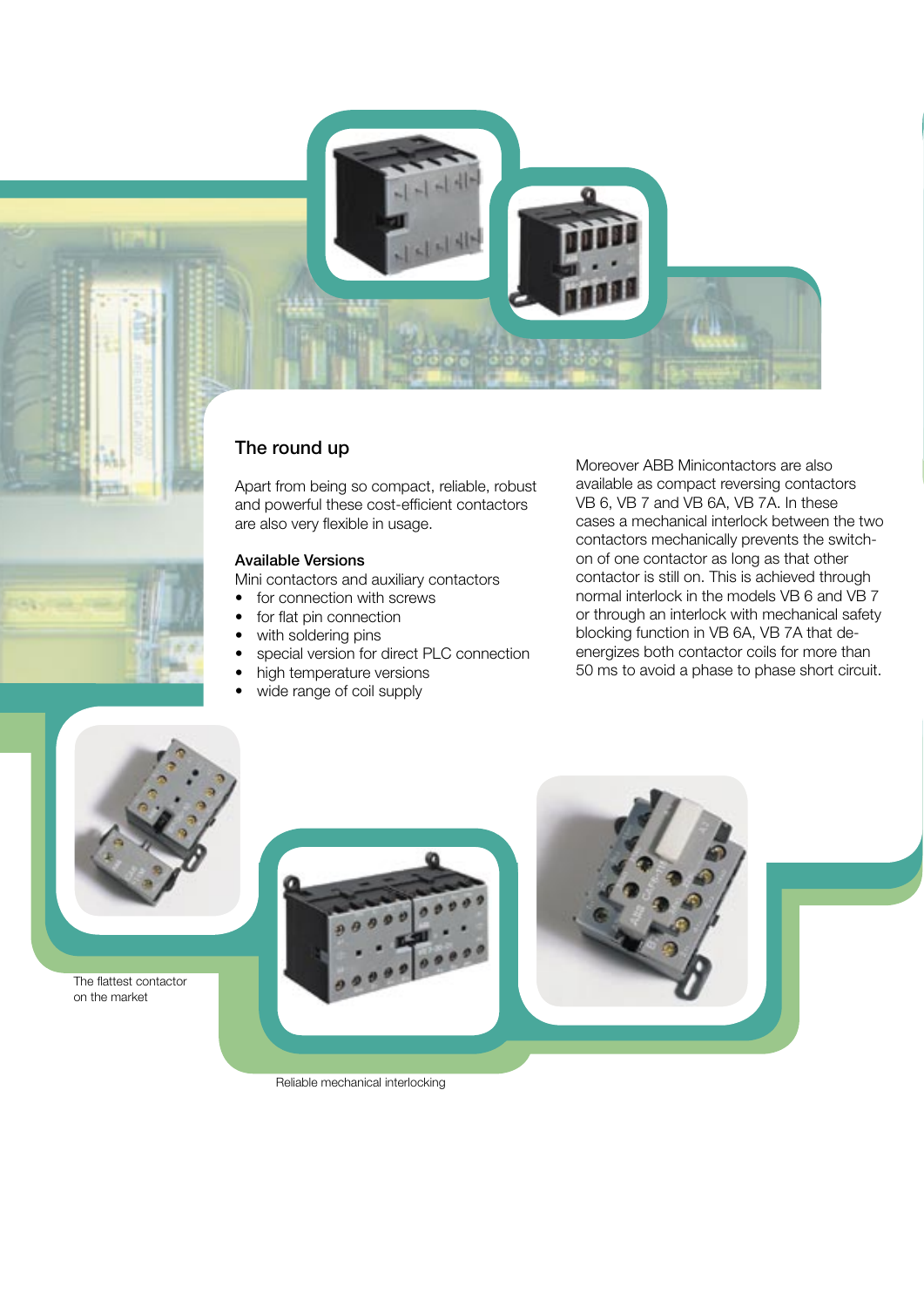## The round up

Apart from being so compact, reliable, robust and powerful these cost-efficient contactors are also very flexible in usage.

### Available Versions

Mini contactors and auxiliary contactors

- for connection with screws
- for flat pin connection
- with soldering pins
- special version for direct PLC connection
- high temperature versions
- wide range of coil supply

Moreover ABB Minicontactors are also available as compact reversing contactors VB 6, VB 7 and VB 6A, VB 7A. In these cases a mechanical interlock between the two contactors mechanically prevents the switch-on of one contactor as long as that other contactor is still on. This is achieved through normal interlock in the models VB 6 and VB 7 or through an interlock with mechanical safety blocking function in VB 6A, VB 7A that de-energizes both contactor coils for more than 50 ms to avoid a phase to phase short circuit.

The flattest contactor on the market

Reliable mechanical interlocking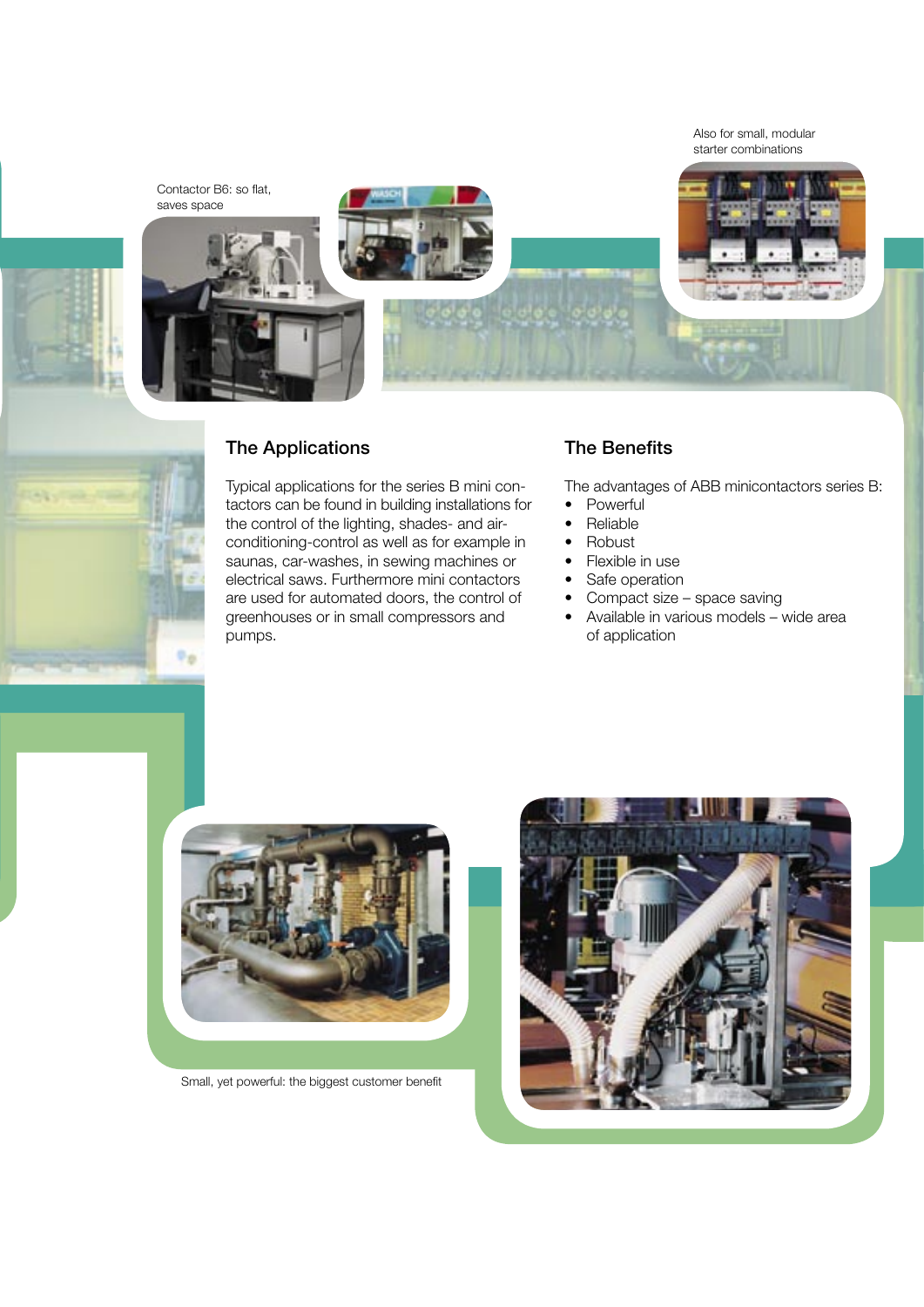Contactor B6: so flat, saves space

Also for small, modular starter combinations

## The Applications

Typical applications for the series B mini contactors can be found in building installations for the control of the lighting, shades- and air-conditioning-control as well as for example in saunas, car-washes, in sewing machines or electrical saws. Furthermore mini contactors are used for automated doors, the control of greenhouses or in small compressors and pumps.

## The Benefits

The advantages of ABB minicontactors series B:

- Powerful
- Reliable
- Robust
- Flexible in use
- Safe operation
- Compact size – space saving
- Available in various models – wide area of application

Small, yet powerful: the biggest customer benefit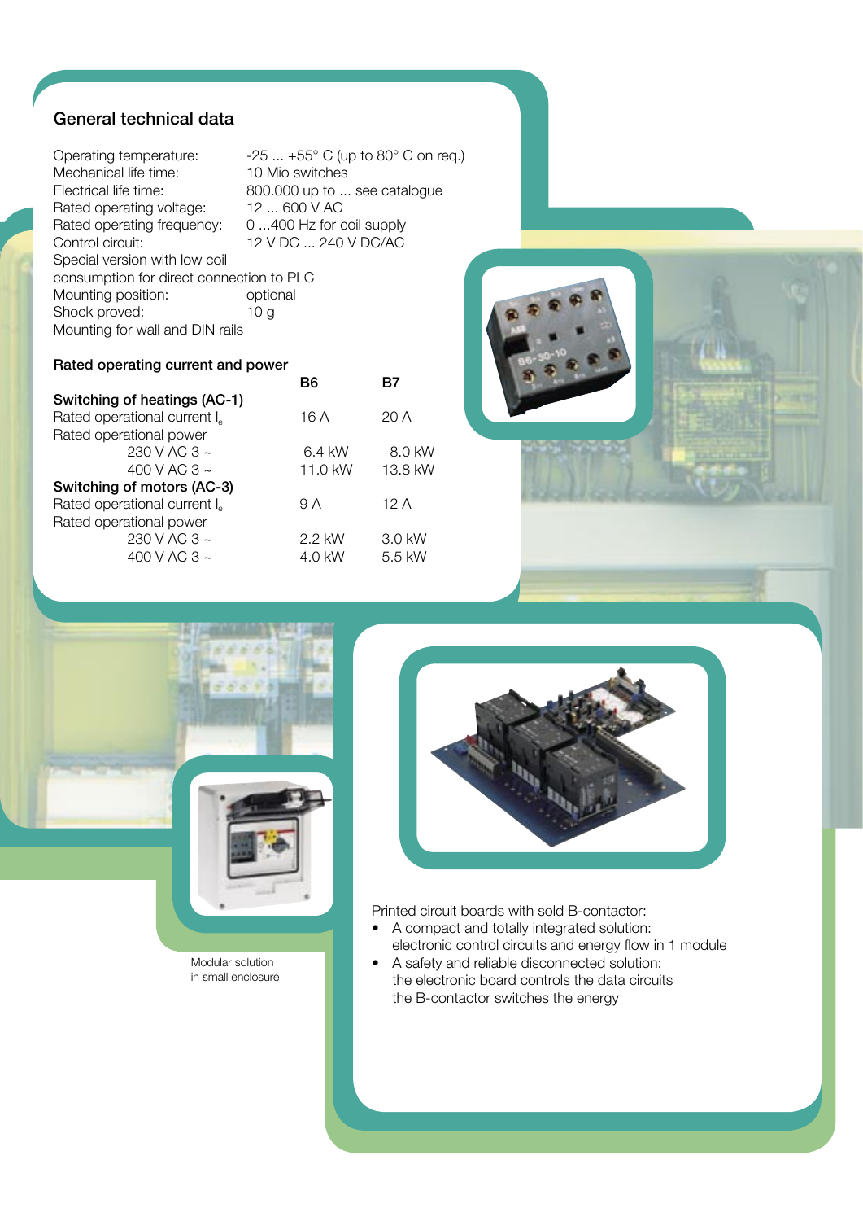## General technical data

| | |
|---|---|
| Operating temperature: | -25 ... +55° C (up to 80° C on req.) |
| Mechanical life time: | 10 Mio switches |
| Electrical life time: | 800.000 up to ... see catalogue |
| Rated operating voltage: | 12 ... 600 V AC |
| Rated operating frequency: | 0 ...400 Hz for coil supply |
| Control circuit: | 12 V DC ... 240 V DC/AC |
| Special version with low coil consumption for direct connection to PLC | |
| Mounting position: | optional |
| Shock proved: | 10 g |
| Mounting for wall and DIN rails | |

### Rated operating current and power

| | B6 | B7 |
|---|---|---|
| **Switching of heatings (AC-1)** | | |
| Rated operational current $I_e$ | 16 A | 20 A |
| Rated operational power | | |
| 230 V AC 3 ~ | 6.4 kW | 8.0 kW |
| 400 V AC 3 ~ | 11.0 kW | 13.8 kW |
| **Switching of motors (AC-3)** | | |
| Rated operational current $I_e$ | 9 A | 12 A |
| Rated operational power | | |
| 230 V AC 3 ~ | 2.2 kW | 3.0 kW |
| 400 V AC 3 ~ | 4.0 kW | 5.5 kW |

Modular solution in small enclosure

Printed circuit boards with sold B-contactor:

- A compact and totally integrated solution: electronic control circuits and energy flow in 1 module
- A safety and reliable disconnected solution: the electronic board controls the data circuits the B-contactor switches the energy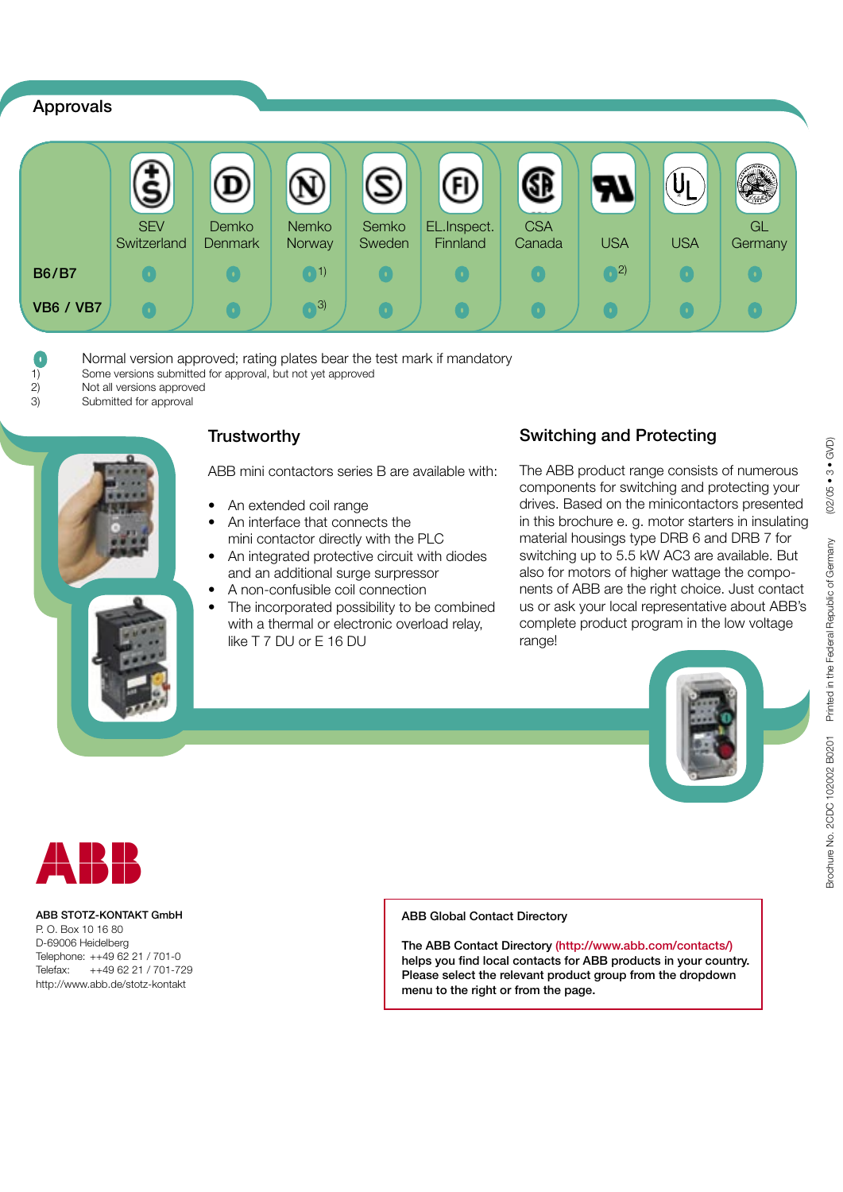## Approvals

| | SEV Switzerland | Demko Denmark | Nemko Norway | Semko Sweden | EL.Inspect. Finnland | CSA Canada | USA | USA | GL Germany |
|---|---|---|---|---|---|---|---|---|---|
| B6/B7 | ● | ● | ● 1) | ● | ● | ● | ● 2) | ● | ● |
| VB6 / VB7 | ● | ● | ● 3) | ● | ● | ● | ● | ● | ● |

● Normal version approved; rating plates bear the test mark if mandatory
1) Some versions submitted for approval, but not yet approved
2) Not all versions approved
3) Submitted for approval

## Trustworthy

ABB mini contactors series B are available with:

- An extended coil range
- An interface that connects the mini contactor directly with the PLC
- An integrated protective circuit with diodes and an additional surge suppressor
- A non-confusible coil connection
- The incorporated possibility to be combined with a thermal or electronic overload relay, like T 7 DU or E 16 DU

## Switching and Protecting

The ABB product range consists of numerous components for switching and protecting your drives. Based on the minicontactors presented in this brochure e. g. motor starters in insulating material housings type DRB 6 and DRB 7 for switching up to 5.5 kW AC3 are available. But also for motors of higher wattage the components of ABB are the right choice. Just contact us or ask your local representative about ABB's complete product program in the low voltage range!

**ABB STOTZ-KONTAKT GmbH**
P. O. Box 10 16 80
D-69006 Heidelberg
Telephone: ++49 62 21 / 701-0
Telefax: ++49 62 21 / 701-729
http://www.abb.de/stotz-kontakt

**ABB Global Contact Directory**

**The ABB Contact Directory (http://www.abb.com/contacts/) helps you find local contacts for ABB products in your country. Please select the relevant product group from the dropdown menu to the right or from the page.**

Brochure No. 2CDC 102002 B0201 Printed in the Federal Republic of Germany (02/05 • 3 • GVD)